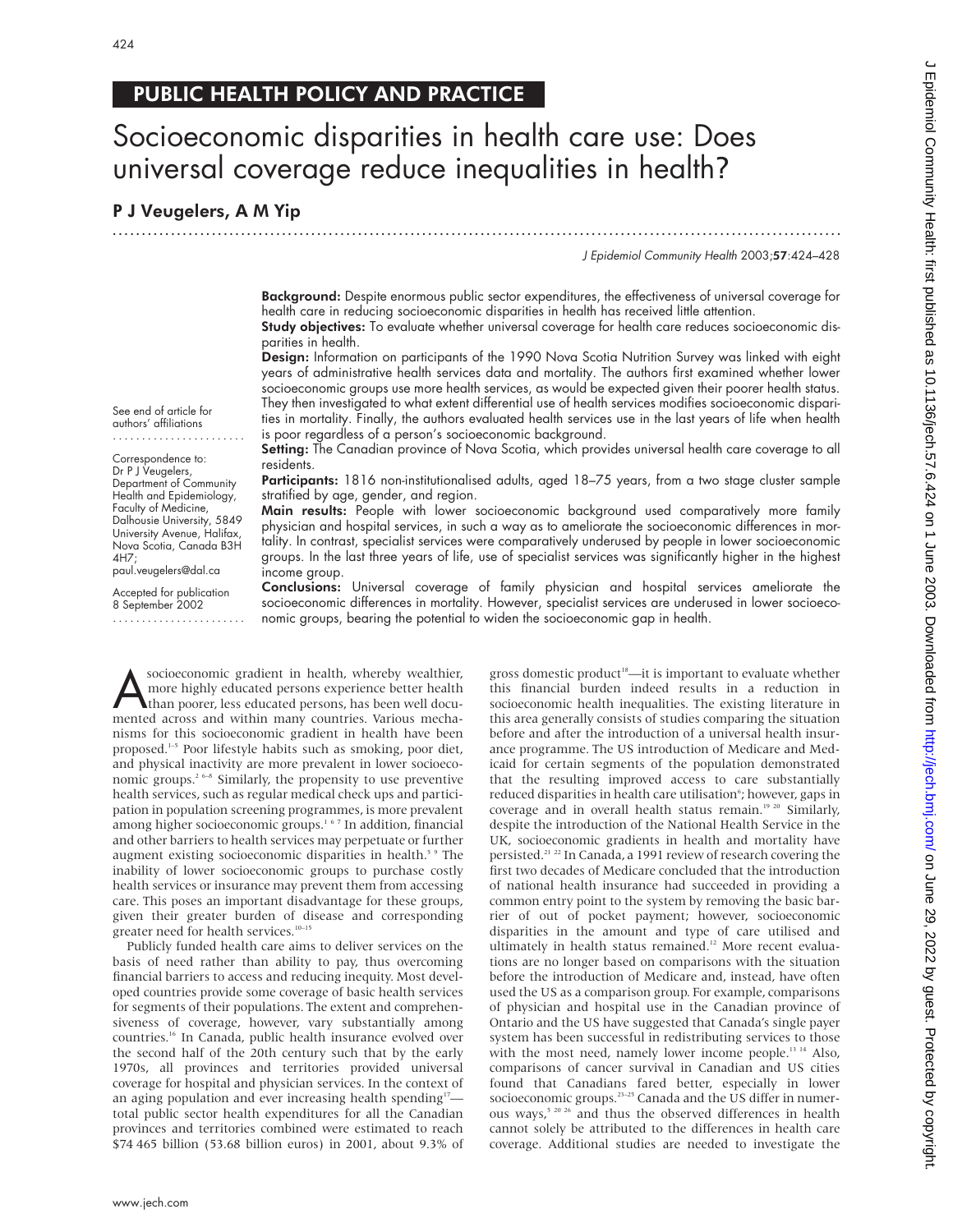PUBLIC HEALTH POLICY AND PRACTICE

# Socioeconomic disparities in health care use: Does universal coverage reduce inequalities in health?

**P J Veugelers, A M Yip**

**Background:** Despite enormous public sector expenditures, the effectiveness of universal coverage for health care in reducing socioeconomic disparities in health has received little attention.

**Study objectives:** To evaluate whether universal coverage for health care reduces socioeconomic disparities in health.

**Design:** Information on participants of the 1990 Nova Scotia Nutrition Survey was linked with eight years of administrative health services data and mortality. The authors first examined whether lower socioeconomic groups use more health services, as would be expected given their poorer health status. They then investigated to what extent differential use of health services modifies socioeconomic disparities in mortality. Finally, the authors evaluated health services use in the last years of life when health is poor regardless of a person's socioeconomic background.

**Setting:** The Canadian province of Nova Scotia, which provides universal health care coverage to all residents.

**Participants:** 1816 non-institutionalised adults, aged 18–75 years, from a two stage cluster sample stratified by age, gender, and region.

**Main results:** People with lower socioeconomic background used comparatively more family physician and hospital services, in such a way as to ameliorate the socioeconomic differences in mortality. In contrast, specialist services were comparatively underused by people in lower socioeconomic groups. In the last three years of life, use of specialist services was significantly higher in the highest income group.

**Conclusions:** Universal coverage of family physician and hospital services ameliorate the socioeconomic differences in mortality. However, specialist services are underused in lower socioeconomic groups, bearing the potential to widen the socioeconomic gap in health.

See end of article for authors' affiliations

Correspondence to: Dr P J Veugelers, Department of Community Health and Epidemiology, Faculty of Medicine, Dalhousie University, 5849 University Avenue, Halifax, Nova Scotia, Canada B3H 4H7; paul.veugelers@dal.ca

Accepted for publication 8 September 2002

A socioeconomic gradient in health, whereby wealthier, more highly educated persons experience better health than poorer, less educated persons, has been well documented across and within many countries. Various mechanisms for this socioeconomic gradient in health have been proposed.[1–5] Poor lifestyle habits such as smoking, poor diet, and physical inactivity are more prevalent in lower socioeconomic groups.[2 6–8] Similarly, the propensity to use preventive health services, such as regular medical check ups and participation in population screening programmes, is more prevalent among higher socioeconomic groups.[1 6 7] In addition, financial and other barriers to health services may perpetuate or further augment existing socioeconomic disparities in health.[5 9] The inability of lower socioeconomic groups to purchase costly health services or insurance may prevent them from accessing care. This poses an important disadvantage for these groups, given their greater burden of disease and corresponding greater need for health services.[10–15]

Publicly funded health care aims to deliver services on the basis of need rather than ability to pay, thus overcoming financial barriers to access and reducing inequity. Most developed countries provide some coverage of basic health services for segments of their populations. The extent and comprehensiveness of coverage, however, vary substantially among countries.[16] In Canada, public health insurance evolved over the second half of the 20th century such that by the early 1970s, all provinces and territories provided universal coverage for hospital and physician services. In the context of an aging population and ever increasing health spending[17]—total public sector health expenditures for all the Canadian provinces and territories combined were estimated to reach \$74 465 billion (53.68 billion euros) in 2001, about 9.3% of gross domestic product[18]—it is important to evaluate whether this financial burden indeed results in a reduction in socioeconomic health inequalities. The existing literature in this area generally consists of studies comparing the situation before and after the introduction of a universal health insurance programme. The US introduction of Medicare and Medicaid for certain segments of the population demonstrated that the resulting improved access to care substantially reduced disparities in health care utilisation[6]; however, gaps in coverage and in overall health status remain.[19 20] Similarly, despite the introduction of the National Health Service in the UK, socioeconomic gradients in health and mortality have persisted.[21 22] In Canada, a 1991 review of research covering the first two decades of Medicare concluded that the introduction of national health insurance had succeeded in providing a common entry point to the system by removing the basic barrier of out of pocket payment; however, socioeconomic disparities in the amount and type of care utilised and ultimately in health status remained.[12] More recent evaluations are no longer based on comparisons with the situation before the introduction of Medicare and, instead, have often used the US as a comparison group. For example, comparisons of physician and hospital use in the Canadian province of Ontario and the US have suggested that Canada's single payer system has been successful in redistributing services to those with the most need, namely lower income people.[13 14] Also, comparisons of cancer survival in Canadian and US cities found that Canadians fared better, especially in lower socioeconomic groups.[23–25] Canada and the US differ in numerous ways,[5 20 26] and thus the observed differences in health cannot solely be attributed to the differences in health care coverage. Additional studies are needed to investigate the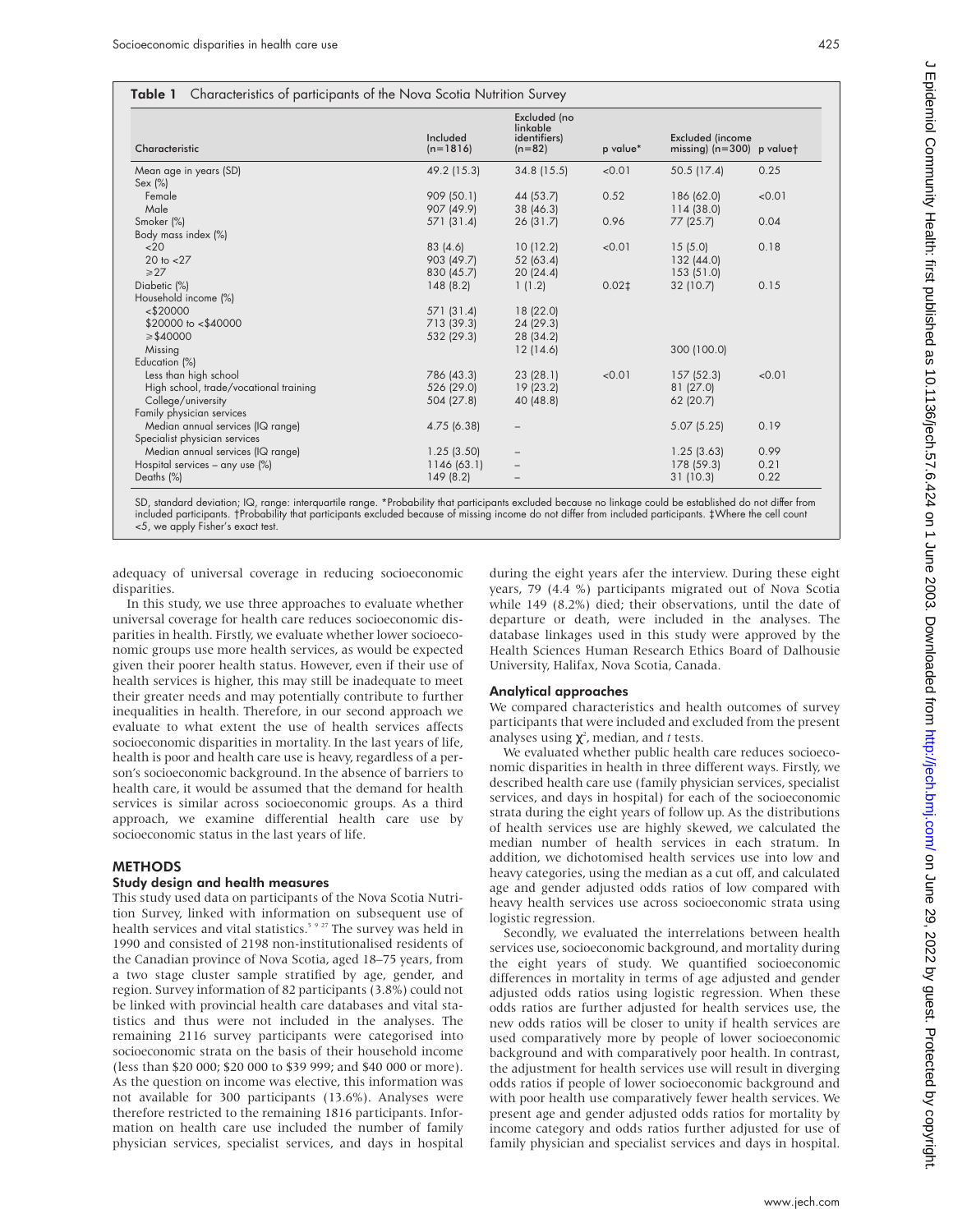**Table 1** Characteristics of participants of the Nova Scotia Nutrition Survey

| Characteristic | Included (n=1816) | Excluded (no linkable identifiers) (n=82) | p value* | Excluded (income missing) (n=300) | p value† |
|---|---|---|---|---|---|
| Mean age in years (SD) | 49.2 (15.3) | 34.8 (15.5) | <0.01 | 50.5 (17.4) | 0.25 |
| Sex (%) | | | | | |
| Female | 909 (50.1) | 44 (53.7) | 0.52 | 186 (62.0) | <0.01 |
| Male | 907 (49.9) | 38 (46.3) | | 114 (38.0) | |
| Smoker (%) | 571 (31.4) | 26 (31.7) | 0.96 | 77 (25.7) | 0.04 |
| Body mass index (%) | | | | | |
| <20 | 83 (4.6) | 10 (12.2) | <0.01 | 15 (5.0) | 0.18 |
| 20 to <27 | 903 (49.7) | 52 (63.4) | | 132 (44.0) | |
| ⩾27 | 830 (45.7) | 20 (24.4) | | 153 (51.0) | |
| Diabetic (%) | 148 (8.2) | 1 (1.2) | 0.02‡ | 32 (10.7) | 0.15 |
| Household income (%) | | | | | |
| <$20000 | 571 (31.4) | 18 (22.0) | | | |
| $20000 to <$40000 | 713 (39.3) | 24 (29.3) | | | |
| ⩾$40000 | 532 (29.3) | 28 (34.2) | | | |
| Missing | | 12 (14.6) | | 300 (100.0) | |
| Education (%) | | | | | |
| Less than high school | 786 (43.3) | 23 (28.1) | <0.01 | 157 (52.3) | <0.01 |
| High school, trade/vocational training | 526 (29.0) | 19 (23.2) | | 81 (27.0) | |
| College/university | 504 (27.8) | 40 (48.8) | | 62 (20.7) | |
| Family physician services | | | | | |
| Median annual services (IQ range) | 4.75 (6.38) | – | | 5.07 (5.25) | 0.19 |
| Specialist physician services | | | | | |
| Median annual services (IQ range) | 1.25 (3.50) | – | | 1.25 (3.63) | 0.99 |
| Hospital services – any use (%) | 1146 (63.1) | – | | 178 (59.3) | 0.21 |
| Deaths (%) | 149 (8.2) | – | | 31 (10.3) | 0.22 |

SD, standard deviation; IQ, range: interquartile range. *Probability that participants excluded because no linkage could be established do not differ from included participants. †Probability that participants excluded because of missing income do not differ from included participants. ‡Where the cell count <5, we apply Fisher's exact test.

adequacy of universal coverage in reducing socioeconomic disparities.

In this study, we use three approaches to evaluate whether universal coverage for health care reduces socioeconomic disparities in health. Firstly, we evaluate whether lower socioeconomic groups use more health services, as would be expected given their poorer health status. However, even if their use of health services is higher, this may still be inadequate to meet their greater needs and may potentially contribute to further inequalities in health. Therefore, in our second approach we evaluate to what extent the use of health services affects socioeconomic disparities in mortality. In the last years of life, health is poor and health care use is heavy, regardless of a person's socioeconomic background. In the absence of barriers to health care, it would be assumed that the demand for health services is similar across socioeconomic groups. As a third approach, we examine differential health care use by socioeconomic status in the last years of life.

## METHODS

### Study design and health measures

This study used data on participants of the Nova Scotia Nutrition Survey, linked with information on subsequent use of health services and vital statistics.[5 9 27] The survey was held in 1990 and consisted of 2198 non-institutionalised residents of the Canadian province of Nova Scotia, aged 18–75 years, from a two stage cluster sample stratified by age, gender, and region. Survey information of 82 participants (3.8%) could not be linked with provincial health care databases and vital statistics and thus were not included in the analyses. The remaining 2116 survey participants were categorised into socioeconomic strata on the basis of their household income (less than $20 000; $20 000 to $39 999; and $40 000 or more). As the question on income was elective, this information was not available for 300 participants (13.6%). Analyses were therefore restricted to the remaining 1816 participants. Information on health care use included the number of family physician services, specialist services, and days in hospital during the eight years afer the interview. During these eight years, 79 (4.4 %) participants migrated out of Nova Scotia while 149 (8.2%) died; their observations, until the date of departure or death, were included in the analyses. The database linkages used in this study were approved by the Health Sciences Human Research Ethics Board of Dalhousie University, Halifax, Nova Scotia, Canada.

### Analytical approaches

We compared characteristics and health outcomes of survey participants that were included and excluded from the present analyses using $\chi^2$, median, and *t* tests.

We evaluated whether public health care reduces socioeconomic disparities in health in three different ways. Firstly, we described health care use (family physician services, specialist services, and days in hospital) for each of the socioeconomic strata during the eight years of follow up. As the distributions of health services use are highly skewed, we calculated the median number of health services in each stratum. In addition, we dichotomised health services use into low and heavy categories, using the median as a cut off, and calculated age and gender adjusted odds ratios of low compared with heavy health services use across socioeconomic strata using logistic regression.

Secondly, we evaluated the interrelations between health services use, socioeconomic background, and mortality during the eight years of study. We quantified socioeconomic differences in mortality in terms of age adjusted and gender adjusted odds ratios using logistic regression. When these odds ratios are further adjusted for health services use, the new odds ratios will be closer to unity if health services are used comparatively more by people of lower socioeconomic background and with comparatively poor health. In contrast, the adjustment for health services use will result in diverging odds ratios if people of lower socioeconomic background and with poor health use comparatively fewer health services. We present age and gender adjusted odds ratios for mortality by income category and odds ratios further adjusted for use of family physician and specialist services and days in hospital.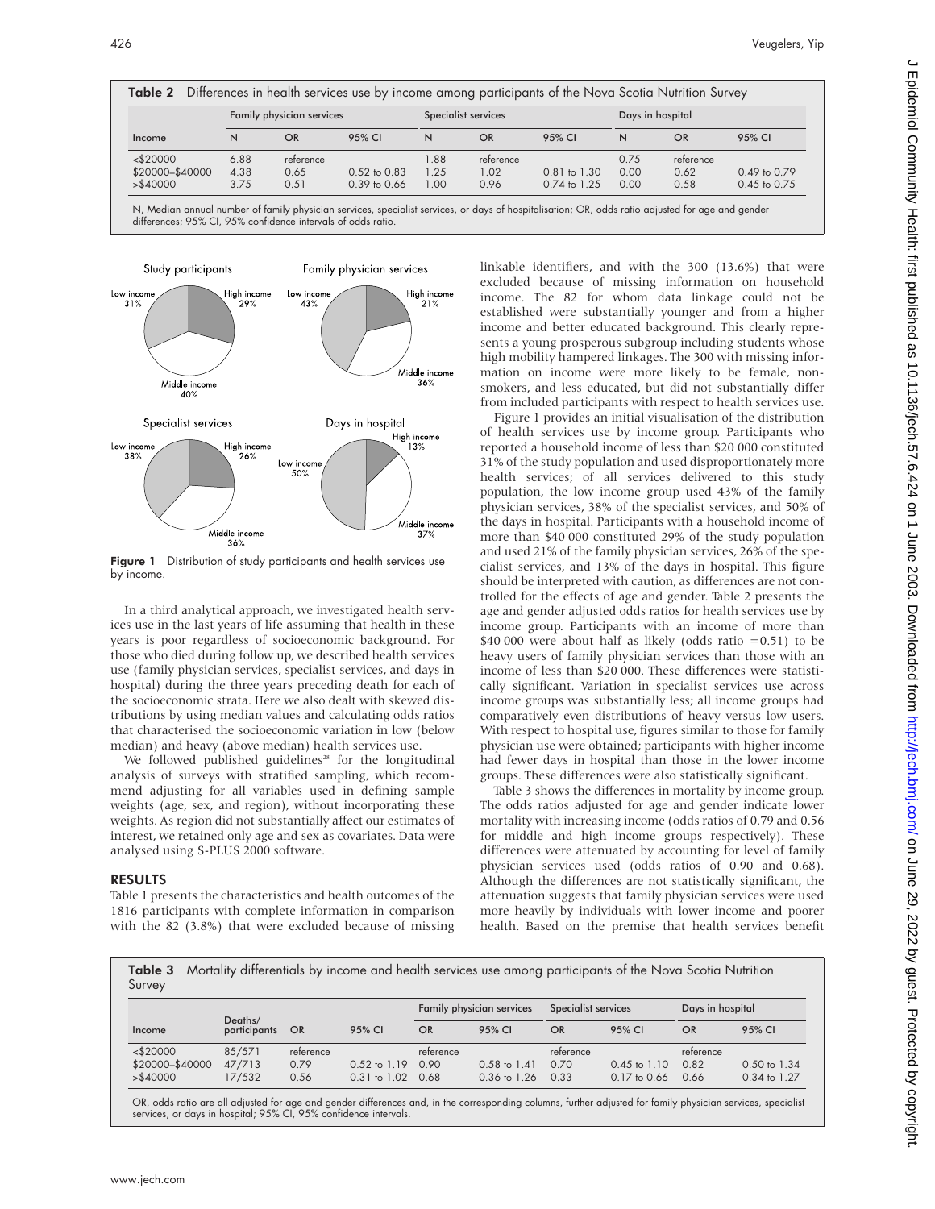**Table 2** Differences in health services use by income among participants of the Nova Scotia Nutrition Survey

| | Family physician services | | | Specialist services | | | Days in hospital | | |
|---|---|---|---|---|---|---|---|---|---|
| Income | N | OR | 95% CI | N | OR | 95% CI | N | OR | 95% CI |
| <$20000 | 6.88 | reference | | 1.88 | reference | | 0.75 | reference | |
| $20000–$40000 | 4.38 | 0.65 | 0.52 to 0.83 | 1.25 | 1.02 | 0.81 to 1.30 | 0.00 | 0.62 | 0.49 to 0.79 |
| >$40000 | 3.75 | 0.51 | 0.39 to 0.66 | 1.00 | 0.96 | 0.74 to 1.25 | 0.00 | 0.58 | 0.45 to 0.75 |

N, Median annual number of family physician services, specialist services, or days of hospitalisation; OR, odds ratio adjusted for age and gender differences; 95% CI, 95% confidence intervals of odds ratio.

**Figure 1** Distribution of study participants and health services use by income.

In a third analytical approach, we investigated health services use in the last years of life assuming that health in these years is poor regardless of socioeconomic background. For those who died during follow up, we described health services use (family physician services, specialist services, and days in hospital) during the three years preceding death for each of the socioeconomic strata. Here we also dealt with skewed distributions by using median values and calculating odds ratios that characterised the socioeconomic variation in low (below median) and heavy (above median) health services use.

We followed published guidelines[28] for the longitudinal analysis of surveys with stratified sampling, which recommend adjusting for all variables used in defining sample weights (age, sex, and region), without incorporating these weights. As region did not substantially affect our estimates of interest, we retained only age and sex as covariates. Data were analysed using S-PLUS 2000 software.

## RESULTS

Table 1 presents the characteristics and health outcomes of the 1816 participants with complete information in comparison with the 82 (3.8%) that were excluded because of missing linkable identifiers, and with the 300 (13.6%) that were excluded because of missing information on household income. The 82 for whom data linkage could not be established were substantially younger and from a higher income and better educated background. This clearly represents a young prosperous subgroup including students whose high mobility hampered linkages. The 300 with missing information on income were more likely to be female, non-smokers, and less educated, but did not substantially differ from included participants with respect to health services use.

Figure 1 provides an initial visualisation of the distribution of health services use by income group. Participants who reported a household income of less than $20 000 constituted 31% of the study population and used disproportionately more health services; of all services delivered to this study population, the low income group used 43% of the family physician services, 38% of the specialist services, and 50% of the days in hospital. Participants with a household income of more than $40 000 constituted 29% of the study population and used 21% of the family physician services, 26% of the specialist services, and 13% of the days in hospital. This figure should be interpreted with caution, as differences are not controlled for the effects of age and gender. Table 2 presents the age and gender adjusted odds ratios for health services use by income group. Participants with an income of more than $40 000 were about half as likely (odds ratio =0.51) to be heavy users of family physician services than those with an income of less than $20 000. These differences were statistically significant. Variation in specialist services use across income groups was substantially less; all income groups had comparatively even distributions of heavy versus low users. With respect to hospital use, figures similar to those for family physician use were obtained; participants with higher income had fewer days in hospital than those in the lower income groups. These differences were also statistically significant.

Table 3 shows the differences in mortality by income group. The odds ratios adjusted for age and gender indicate lower mortality with increasing income (odds ratios of 0.79 and 0.56 for middle and high income groups respectively). These differences were attenuated by accounting for level of family physician services used (odds ratios of 0.90 and 0.68). Although the differences are not statistically significant, the attenuation suggests that family physician services were used more heavily by individuals with lower income and poorer health. Based on the premise that health services benefit

**Table 3** Mortality differentials by income and health services use among participants of the Nova Scotia Nutrition Survey

| | | | | Family physician services | | Specialist services | | Days in hospital | |
|---|---|---|---|---|---|---|---|---|---|
| Income | Deaths/ participants | OR | 95% CI | OR | 95% CI | OR | 95% CI | OR | 95% CI |
| <$20000 | 85/571 | reference | | reference | | reference | | reference | |
| $20000–$40000 | 47/713 | 0.79 | 0.52 to 1.19 | 0.90 | 0.58 to 1.41 | 0.70 | 0.45 to 1.10 | 0.82 | 0.50 to 1.34 |
| >$40000 | 17/532 | 0.56 | 0.31 to 1.02 | 0.68 | 0.36 to 1.26 | 0.33 | 0.17 to 0.66 | 0.66 | 0.34 to 1.27 |

OR, odds ratio are all adjusted for age and gender differences and, in the corresponding columns, further adjusted for family physician services, specialist services, or days in hospital; 95% CI, 95% confidence intervals.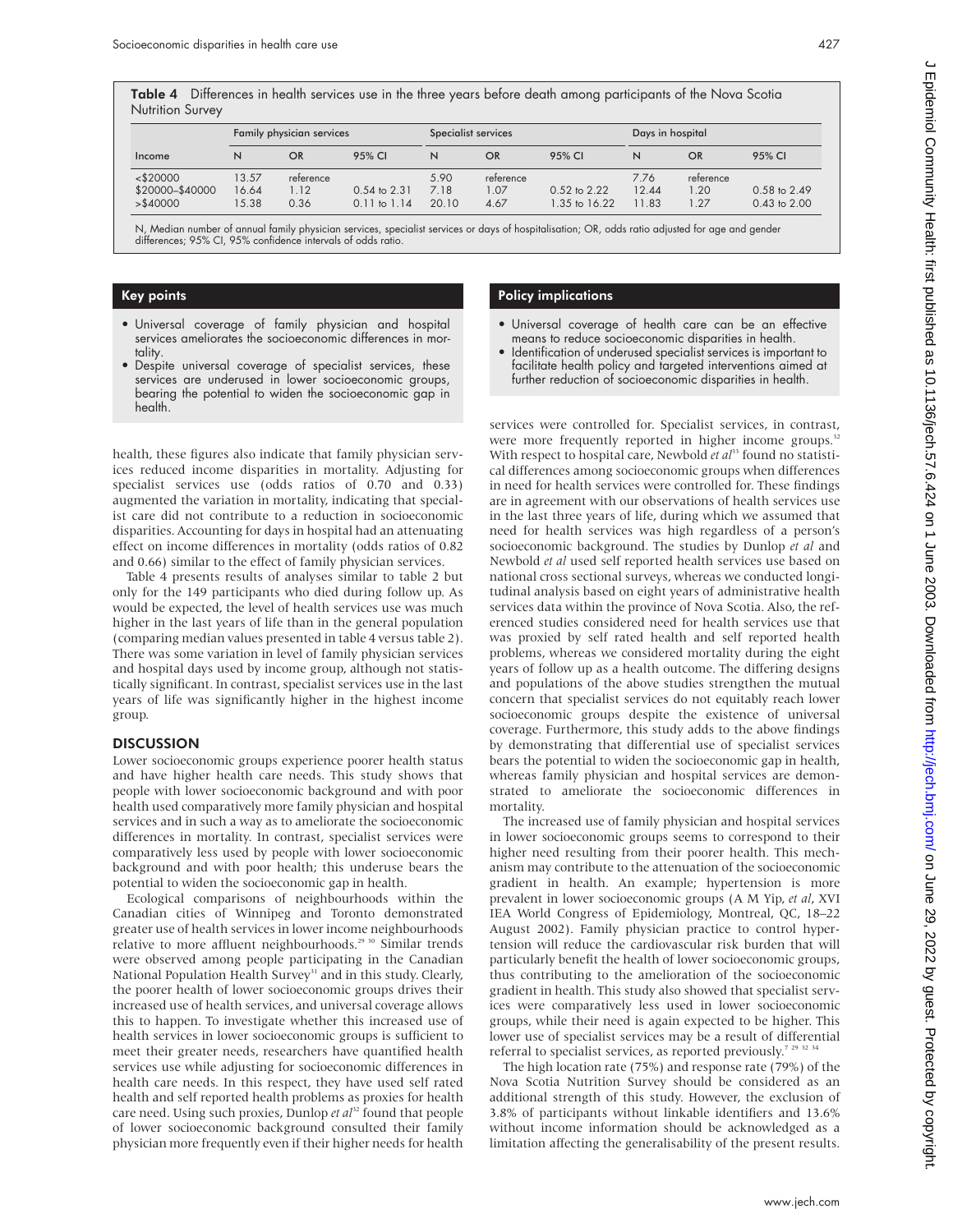**Table 4** Differences in health services use in the three years before death among participants of the Nova Scotia Nutrition Survey

| | Family physician services | | | Specialist services | | | Days in hospital | | |
|---|---|---|---|---|---|---|---|---|---|
| Income | N | OR | 95% CI | N | OR | 95% CI | N | OR | 95% CI |
| <$20000 | 13.57 | reference | | 5.90 | reference | | 7.76 | reference | |
| $20000–$40000 | 16.64 | 1.12 | 0.54 to 2.31 | 7.18 | 1.07 | 0.52 to 2.22 | 12.44 | 1.20 | 0.58 to 2.49 |
| >$40000 | 15.38 | 0.36 | 0.11 to 1.14 | 20.10 | 4.67 | 1.35 to 16.22 | 11.83 | 1.27 | 0.43 to 2.00 |

N, Median number of annual family physician services, specialist services or days of hospitalisation; OR, odds ratio adjusted for age and gender differences; 95% CI, 95% confidence intervals of odds ratio.

### Key points

- Universal coverage of family physician and hospital services ameliorates the socioeconomic differences in mortality.
- Despite universal coverage of specialist services, these services are underused in lower socioeconomic groups, bearing the potential to widen the socioeconomic gap in health.

### Policy implications

- Universal coverage of health care can be an effective means to reduce socioeconomic disparities in health.
- Identification of underused specialist services is important to facilitate health policy and targeted interventions aimed at further reduction of socioeconomic disparities in health.

health, these figures also indicate that family physician services reduced income disparities in mortality. Adjusting for specialist services use (odds ratios of 0.70 and 0.33) augmented the variation in mortality, indicating that specialist care did not contribute to a reduction in socioeconomic disparities. Accounting for days in hospital had an attenuating effect on income differences in mortality (odds ratios of 0.82 and 0.66) similar to the effect of family physician services.

Table 4 presents results of analyses similar to table 2 but only for the 149 participants who died during follow up. As would be expected, the level of health services use was much higher in the last years of life than in the general population (comparing median values presented in table 4 versus table 2). There was some variation in level of family physician services and hospital days used by income group, although not statistically significant. In contrast, specialist services use in the last years of life was significantly higher in the highest income group.

## DISCUSSION

Lower socioeconomic groups experience poorer health status and have higher health care needs. This study shows that people with lower socioeconomic background and with poor health used comparatively more family physician and hospital services and in such a way as to ameliorate the socioeconomic differences in mortality. In contrast, specialist services were comparatively less used by people with lower socioeconomic background and with poor health; this underuse bears the potential to widen the socioeconomic gap in health.

Ecological comparisons of neighbourhoods within the Canadian cities of Winnipeg and Toronto demonstrated greater use of health services in lower income neighbourhoods relative to more affluent neighbourhoods.[29 30] Similar trends were observed among people participating in the Canadian National Population Health Survey[31] and in this study. Clearly, the poorer health of lower socioeconomic groups drives their increased use of health services, and universal coverage allows this to happen. To investigate whether this increased use of health services in lower socioeconomic groups is sufficient to meet their greater needs, researchers have quantified health services use while adjusting for socioeconomic differences in health care needs. In this respect, they have used self rated health and self reported health problems as proxies for health care need. Using such proxies, Dunlop *et al*[32] found that people of lower socioeconomic background consulted their family physician more frequently even if their higher needs for health services were controlled for. Specialist services, in contrast, were more frequently reported in higher income groups.[32] With respect to hospital care, Newbold *et al*[33] found no statistical differences among socioeconomic groups when differences in need for health services were controlled for. These findings are in agreement with our observations of health services use in the last three years of life, during which we assumed that need for health services was high regardless of a person's socioeconomic background. The studies by Dunlop *et al* and Newbold *et al* used self reported health services use based on national cross sectional surveys, whereas we conducted longitudinal analysis based on eight years of administrative health services data within the province of Nova Scotia. Also, the referenced studies considered need for health services use that was proxied by self rated health and self reported health problems, whereas we considered mortality during the eight years of follow up as a health outcome. The differing designs and populations of the above studies strengthen the mutual concern that specialist services do not equitably reach lower socioeconomic groups despite the existence of universal coverage. Furthermore, this study adds to the above findings by demonstrating that differential use of specialist services bears the potential to widen the socioeconomic gap in health, whereas family physician and hospital services are demonstrated to ameliorate the socioeconomic differences in mortality.

The increased use of family physician and hospital services in lower socioeconomic groups seems to correspond to their higher need resulting from their poorer health. This mechanism may contribute to the attenuation of the socioeconomic gradient in health. An example; hypertension is more prevalent in lower socioeconomic groups (A M Yip, *et al*, XVI IEA World Congress of Epidemiology, Montreal, QC, 18–22 August 2002). Family physician practice to control hypertension will reduce the cardiovascular risk burden that will particularly benefit the health of lower socioeconomic groups, thus contributing to the amelioration of the socioeconomic gradient in health. This study also showed that specialist services were comparatively less used in lower socioeconomic groups, while their need is again expected to be higher. This lower use of specialist services may be a result of differential referral to specialist services, as reported previously.[7 29 32 34]

The high location rate (75%) and response rate (79%) of the Nova Scotia Nutrition Survey should be considered as an additional strength of this study. However, the exclusion of 3.8% of participants without linkable identifiers and 13.6% without income information should be acknowledged as a limitation affecting the generalisability of the present results.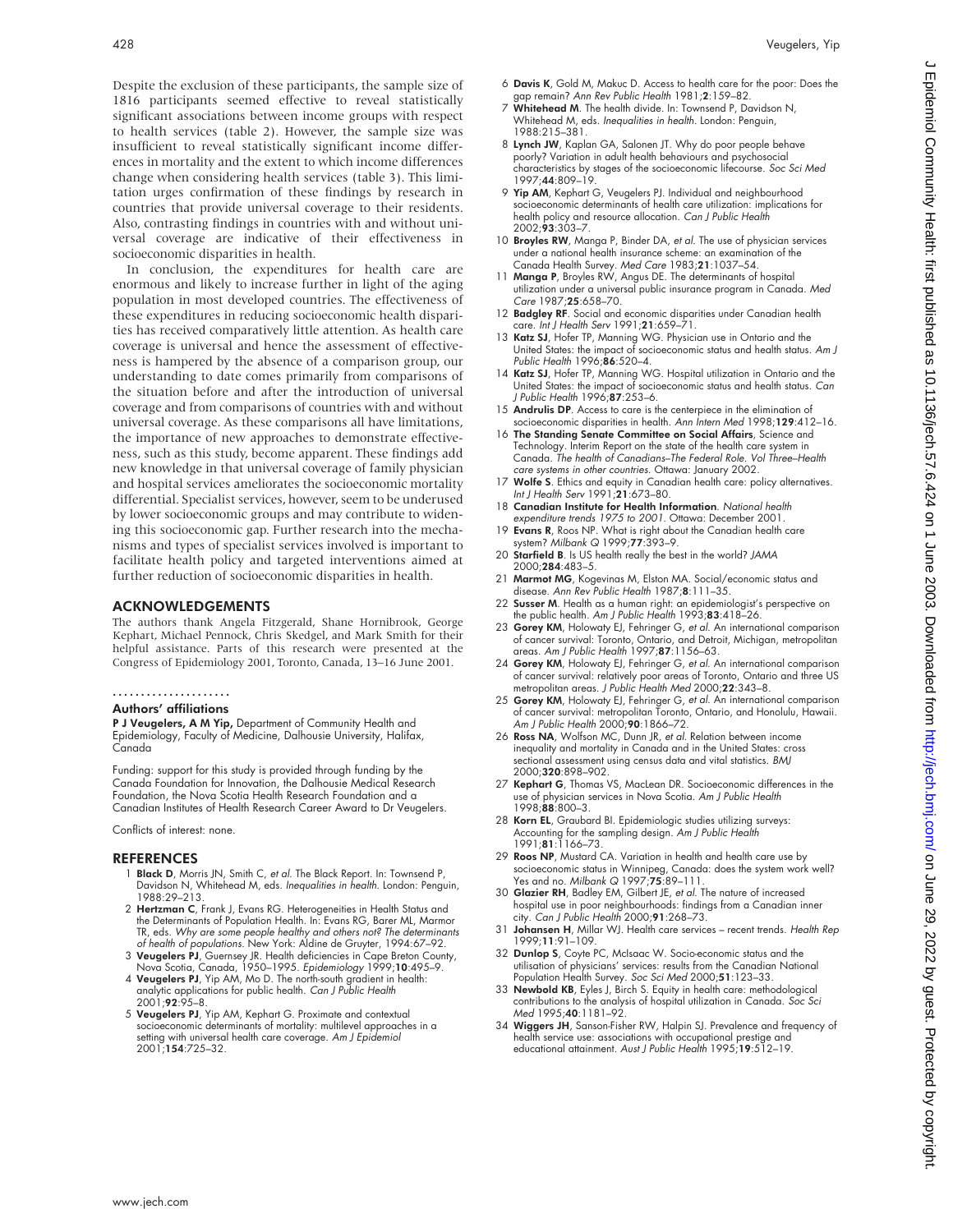Despite the exclusion of these participants, the sample size of 1816 participants seemed effective to reveal statistically significant associations between income groups with respect to health services (table 2). However, the sample size was insufficient to reveal statistically significant income differences in mortality and the extent to which income differences change when considering health services (table 3). This limitation urges confirmation of these findings by research in countries that provide universal coverage to their residents. Also, contrasting findings in countries with and without universal coverage are indicative of their effectiveness in socioeconomic disparities in health.

In conclusion, the expenditures for health care are enormous and likely to increase further in light of the aging population in most developed countries. The effectiveness of these expenditures in reducing socioeconomic health disparities has received comparatively little attention. As health care coverage is universal and hence the assessment of effectiveness is hampered by the absence of a comparison group, our understanding to date comes primarily from comparisons of the situation before and after the introduction of universal coverage and from comparisons of countries with and without universal coverage. As these comparisons all have limitations, the importance of new approaches to demonstrate effectiveness, such as this study, become apparent. These findings add new knowledge in that universal coverage of family physician and hospital services ameliorates the socioeconomic mortality differential. Specialist services, however, seem to be underused by lower socioeconomic groups and may contribute to widening this socioeconomic gap. Further research into the mechanisms and types of specialist services involved is important to facilitate health policy and targeted interventions aimed at further reduction of socioeconomic disparities in health.

## ACKNOWLEDGEMENTS

The authors thank Angela Fitzgerald, Shane Hornibrook, George Kephart, Michael Pennock, Chris Skedgel, and Mark Smith for their helpful assistance. Parts of this research were presented at the Congress of Epidemiology 2001, Toronto, Canada, 13–16 June 2001.

### Authors' affiliations

**P J Veugelers, A M Yip,** Department of Community Health and Epidemiology, Faculty of Medicine, Dalhousie University, Halifax, Canada

Funding: support for this study is provided through funding by the Canada Foundation for Innovation, the Dalhousie Medical Research Foundation, the Nova Scotia Health Research Foundation and a Canadian Institutes of Health Research Career Award to Dr Veugelers.

Conflicts of interest: none.

## REFERENCES

1. **Black D**, Morris JN, Smith C, *et al.* The Black Report. In: Townsend P, Davidson N, Whitehead M, eds. *Inequalities in health*. London: Penguin, 1988:29–213.
2. **Hertzman C**, Frank J, Evans RG. Heterogeneities in Health Status and the Determinants of Population Health. In: Evans RG, Barer ML, Marmor TR, eds. *Why are some people healthy and others not? The determinants of health of populations*. New York: Aldine de Gruyter, 1994:67–92.
3. **Veugelers PJ**, Guernsey JR. Health deficiencies in Cape Breton County, Nova Scotia, Canada, 1950–1995. *Epidemiology* 1999;**10**:495–9.
4. **Veugelers PJ**, Yip AM, Mo D. The north-south gradient in health: analytic applications for public health. *Can J Public Health* 2001;**92**:95–8.
5. **Veugelers PJ**, Yip AM, Kephart G. Proximate and contextual socioeconomic determinants of mortality: multilevel approaches in a setting with universal health care coverage. *Am J Epidemiol* 2001;**154**:725–32.
6. **Davis K**, Gold M, Makuc D. Access to health care for the poor: Does the gap remain? *Ann Rev Public Health* 1981;**2**:159–82.
7. **Whitehead M**. The health divide. In: Townsend P, Davidson N, Whitehead M, eds. *Inequalities in health*. London: Penguin, 1988:215–381.
8. **Lynch JW**, Kaplan GA, Salonen JT. Why do poor people behave poorly? Variation in adult health behaviours and psychosocial characteristics by stages of the socioeconomic lifecourse. *Soc Sci Med* 1997;**44**:809–19.
9. **Yip AM**, Kephart G, Veugelers PJ. Individual and neighbourhood socioeconomic determinants of health care utilization: implications for health policy and resource allocation. *Can J Public Health* 2002;**93**:303–7.
10. **Broyles RW**, Manga P, Binder DA, *et al.* The use of physician services under a national health insurance scheme: an examination of the Canada Health Survey. *Med Care* 1983;**21**:1037–54.
11. **Manga P**, Broyles RW, Angus DE. The determinants of hospital utilization under a universal public insurance program in Canada. *Med Care* 1987;**25**:658–70.
12. **Badgley RF**. Social and economic disparities under Canadian health care. *Int J Health Serv* 1991;**21**:659–71.
13. **Katz SJ**, Hofer TP, Manning WG. Physician use in Ontario and the United States: the impact of socioeconomic status and health status. *Am J Public Health* 1996;**86**:520–4.
14. **Katz SJ**, Hofer TP, Manning WG. Hospital utilization in Ontario and the United States: the impact of socioeconomic status and health status. *Can J Public Health* 1996;**87**:253–6.
15. **Andrulis DP**. Access to care is the centerpiece in the elimination of socioeconomic disparities in health. *Ann Intern Med* 1998;**129**:412–16.
16. **The Standing Senate Committee on Social Affairs**, Science and Technology. Interim Report on the state of the health care system in Canada. *The health of Canadians–The Federal Role. Vol Three–Health care systems in other countries*. Ottawa: January 2002.
17. **Wolfe S**. Ethics and equity in Canadian health care: policy alternatives. *Int J Health Serv* 1991;**21**:673–80.
18. **Canadian Institute for Health Information**. *National health expenditure trends 1975 to 2001*. Ottawa: December 2001.
19. **Evans R**, Roos NP. What is right about the Canadian health care system? *Milbank Q* 1999;**77**:393–9.
20. **Starfield B**. Is US health really the best in the world? *JAMA* 2000;**284**:483–5.
21. **Marmot MG**, Kogevinas M, Elston MA. Social/economic status and disease. *Ann Rev Public Health* 1987;**8**:111–35.
22. **Susser M**. Health as a human right: an epidemiologist's perspective on the public health. *Am J Public Health* 1993;**83**:418–26.
23. **Gorey KM**, Holowaty EJ, Fehringer G, *et al.* An international comparison of cancer survival: Toronto, Ontario, and Detroit, Michigan, metropolitan areas. *Am J Public Health* 1997;**87**:1156–63.
24. **Gorey KM**, Holowaty EJ, Fehringer G, *et al.* An international comparison of cancer survival: relatively poor areas of Toronto, Ontario and three US metropolitan areas. *J Public Health Med* 2000;**22**:343–8.
25. **Gorey KM**, Holowaty EJ, Fehringer G, *et al.* An international comparison of cancer survival: metropolitan Toronto, Ontario, and Honolulu, Hawaii. *Am J Public Health* 2000;**90**:1866–72.
26. **Ross NA**, Wolfson MC, Dunn JR, *et al.* Relation between income inequality and mortality in Canada and in the United States: cross sectional assessment using census data and vital statistics. *BMJ* 2000;**320**:898–902.
27. **Kephart G**, Thomas VS, MacLean DR. Socioeconomic differences in the use of physician services in Nova Scotia. *Am J Public Health* 1998;**88**:800–3.
28. **Korn EL**, Graubard BI. Epidemiologic studies utilizing surveys: Accounting for the sampling design. *Am J Public Health* 1991;**81**:1166–73.
29. **Roos NP**, Mustard CA. Variation in health and health care use by socioeconomic status in Winnipeg, Canada: does the system work well? Yes and no. *Milbank Q* 1997;**75**:89–111.
30. **Glazier RH**, Badley EM, Gilbert JE, *et al.* The nature of increased hospital use in poor neighbourhoods: findings from a Canadian inner city. *Can J Public Health* 2000;**91**:268–73.
31. **Johansen H**, Millar WJ. Health care services – recent trends. *Health Rep* 1999;**11**:91–109.
32. **Dunlop S**, Coyte PC, McIsaac W. Socio-economic status and the utilisation of physicians' services: results from the Canadian National Population Health Survey. *Soc Sci Med* 2000;**51**:123–33.
33. **Newbold KB**, Eyles J, Birch S. Equity in health care: methodological contributions to the analysis of hospital utilization in Canada. *Soc Sci Med* 1995;**40**:1181–92.
34. **Wiggers JH**, Sanson-Fisher RW, Halpin SJ. Prevalence and frequency of health service use: associations with occupational prestige and educational attainment. *Aust J Public Health* 1995;**19**:512–19.